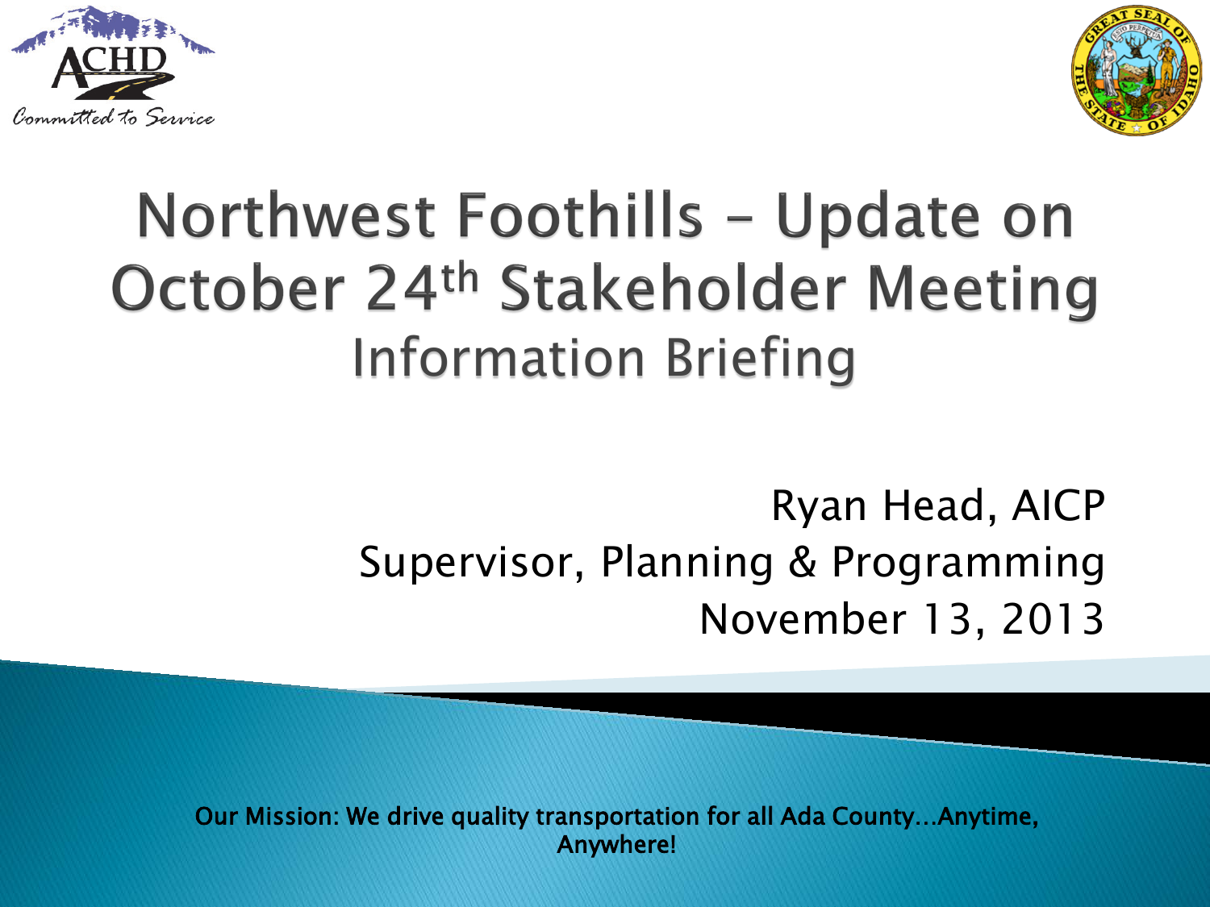# Northwest Foothills – Update on October 24th Stakeholder Meeting

## Information Briefing

Ryan Head, AICP
Supervisor, Planning & Programming
November 13, 2013

Our Mission: We drive quality transportation for all Ada County…Anytime, Anywhere!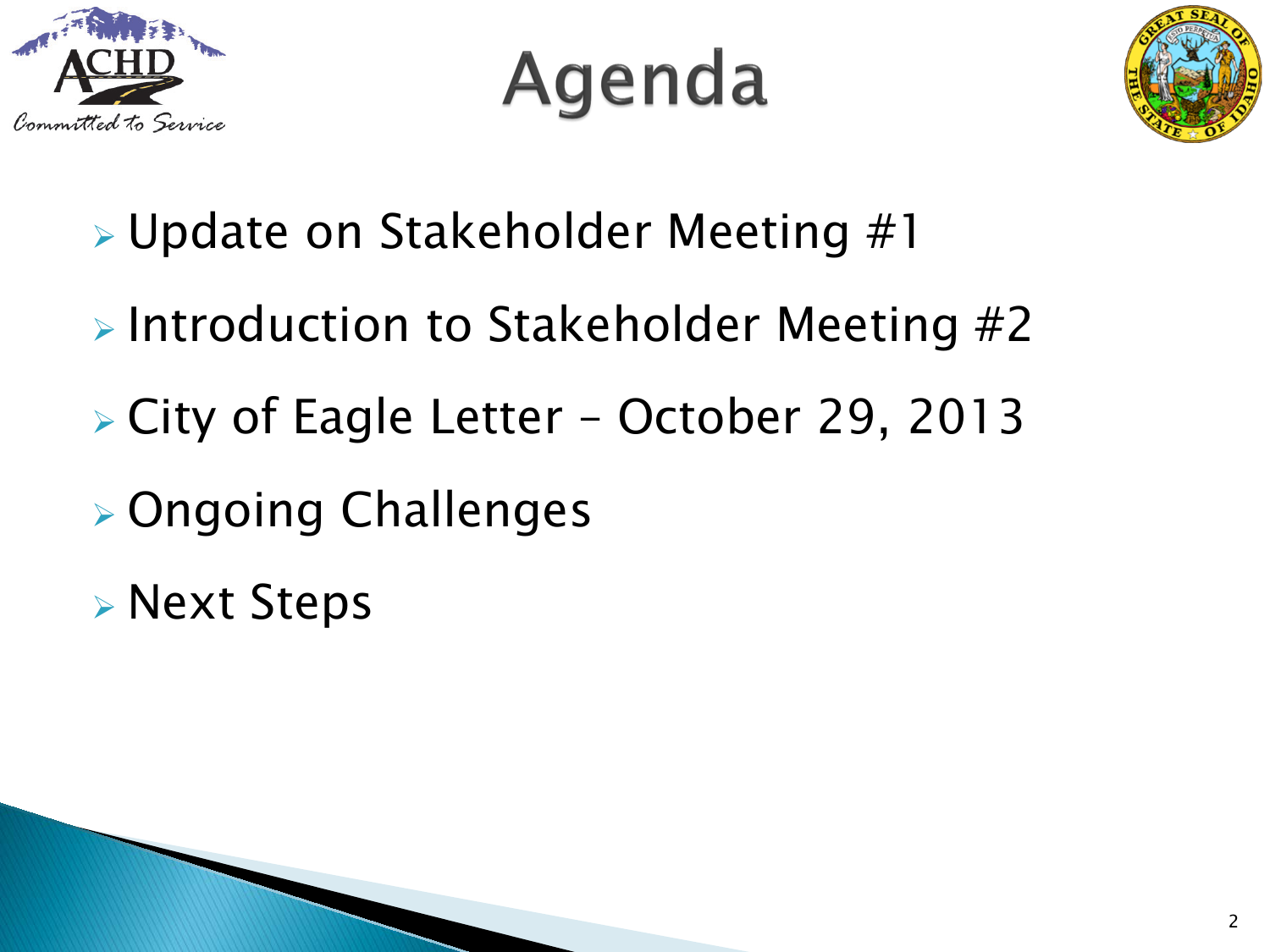# Agenda

- Update on Stakeholder Meeting #1
- Introduction to Stakeholder Meeting #2
- City of Eagle Letter – October 29, 2013
- Ongoing Challenges
- Next Steps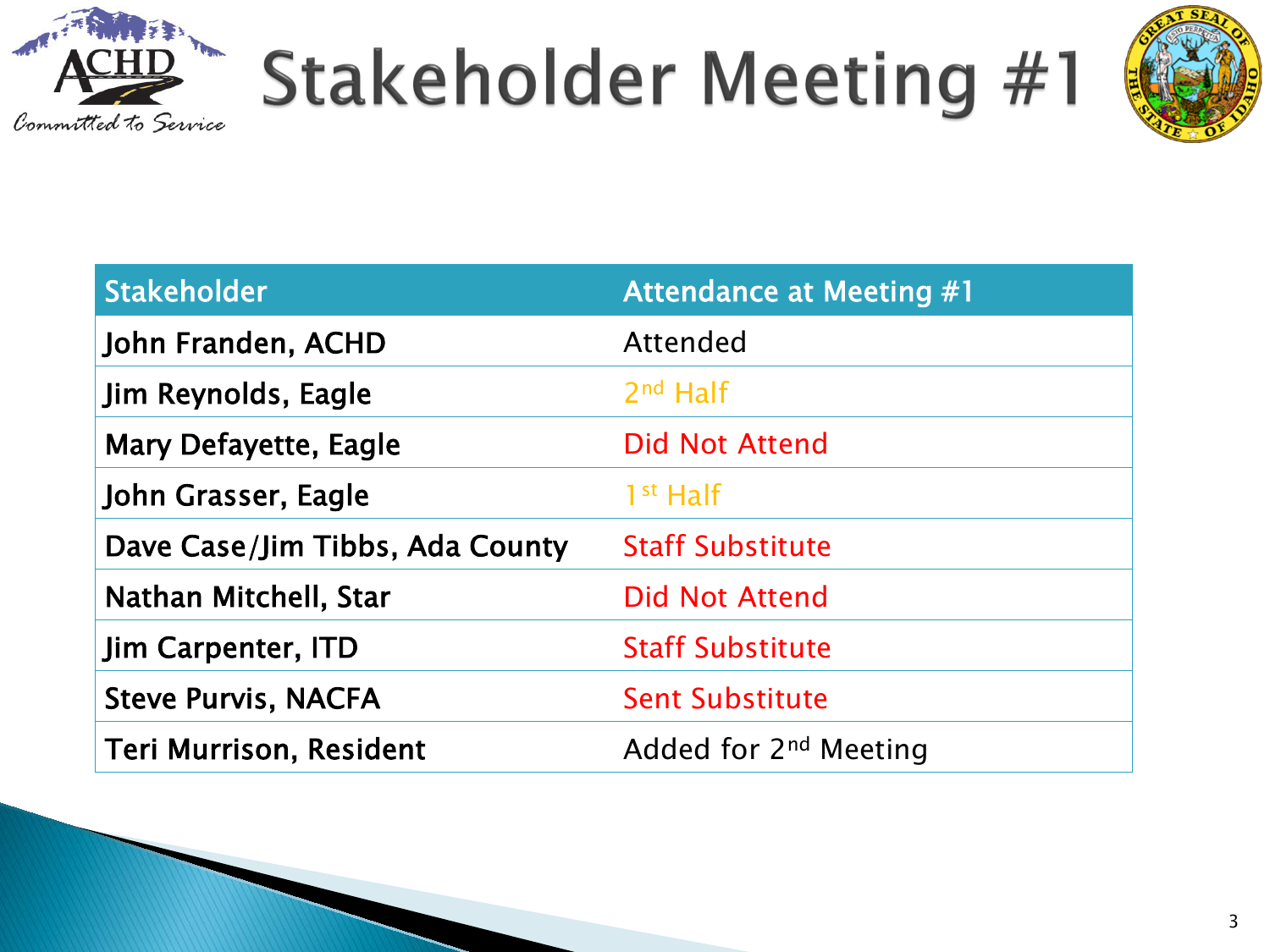# Stakeholder Meeting #1

| Stakeholder | Attendance at Meeting #1 |
|---|---|
| John Franden, ACHD | Attended |
| Jim Reynolds, Eagle | 2nd Half |
| Mary Defayette, Eagle | Did Not Attend |
| John Grasser, Eagle | 1st Half |
| Dave Case/Jim Tibbs, Ada County | Staff Substitute |
| Nathan Mitchell, Star | Did Not Attend |
| Jim Carpenter, ITD | Staff Substitute |
| Steve Purvis, NACFA | Sent Substitute |
| Teri Murrison, Resident | Added for 2nd Meeting |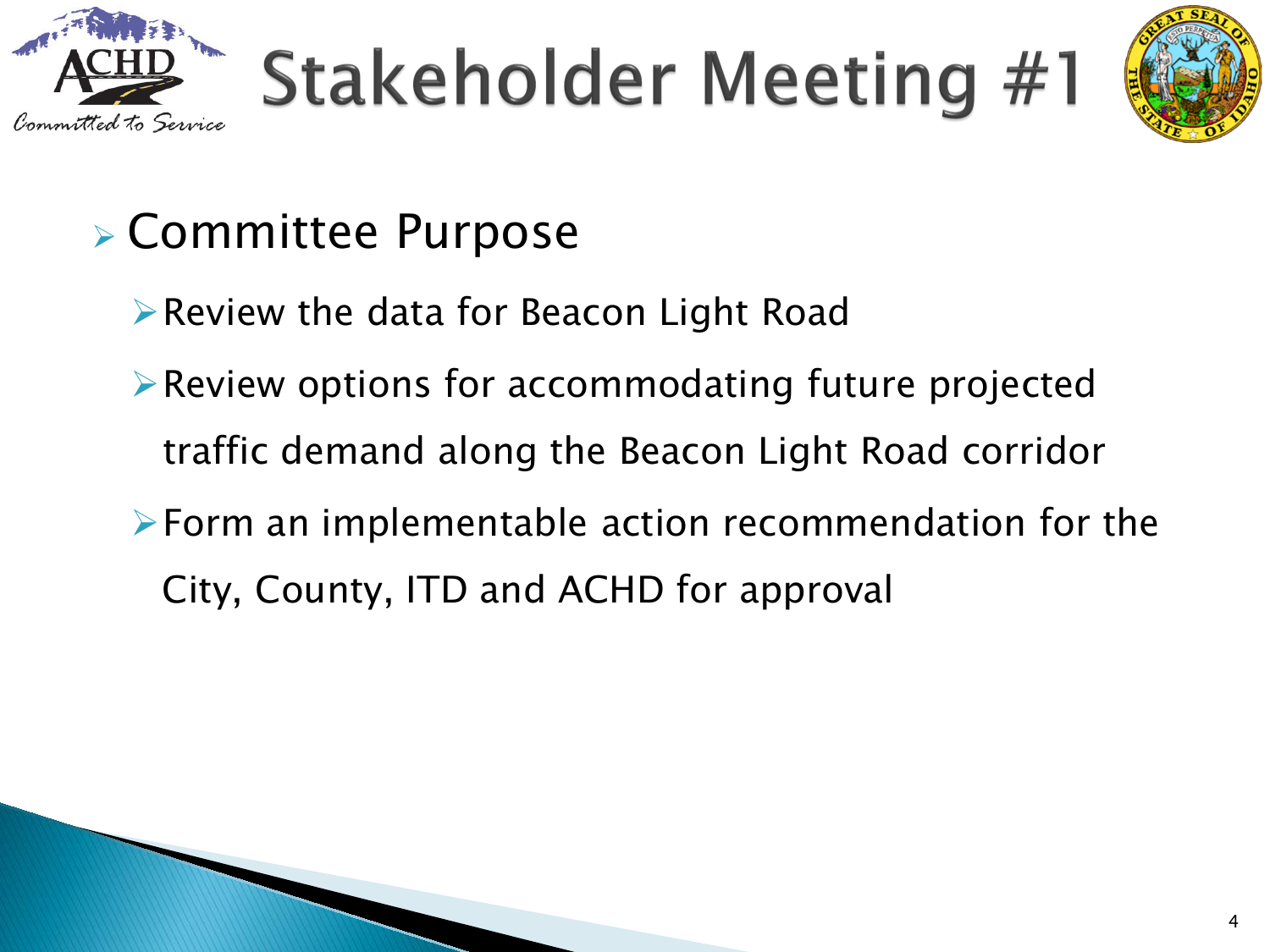# Stakeholder Meeting #1

- Committee Purpose
  - Review the data for Beacon Light Road
  - Review options for accommodating future projected traffic demand along the Beacon Light Road corridor
  - Form an implementable action recommendation for the City, County, ITD and ACHD for approval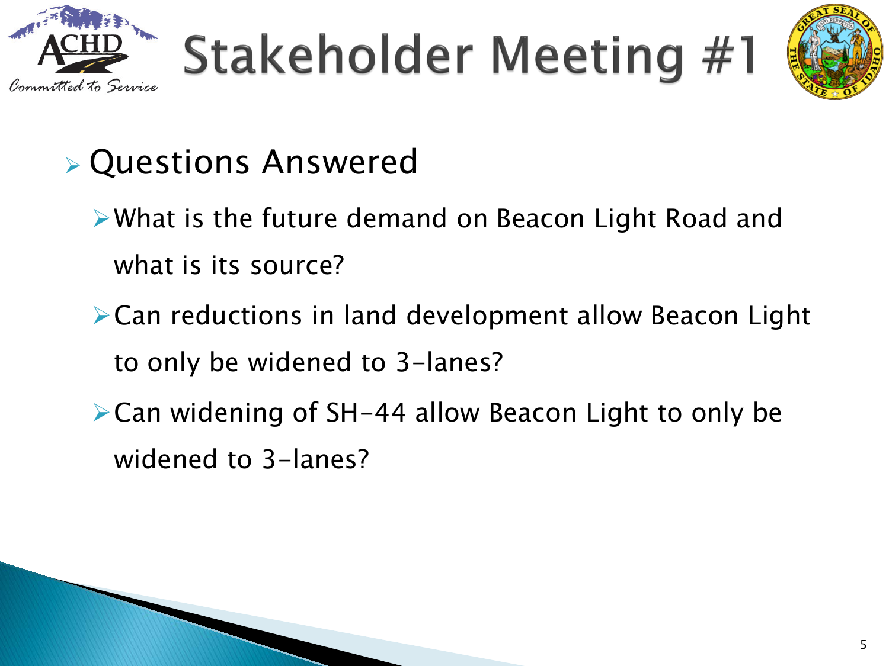# Stakeholder Meeting #1

- Questions Answered
  - What is the future demand on Beacon Light Road and what is its source?
  - Can reductions in land development allow Beacon Light to only be widened to 3-lanes?
  - Can widening of SH-44 allow Beacon Light to only be widened to 3-lanes?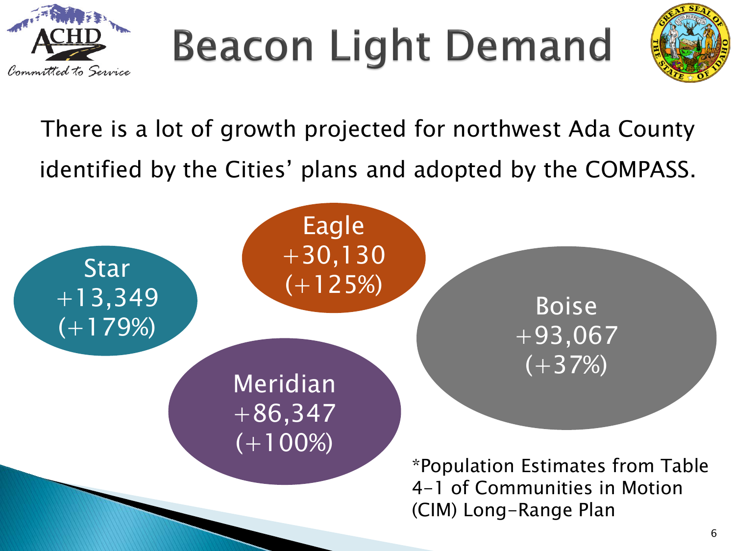# Beacon Light Demand

There is a lot of growth projected for northwest Ada County identified by the Cities' plans and adopted by the COMPASS.

Star
+13,349
(+179%)

Eagle
+30,130
(+125%)

Meridian
+86,347
(+100%)

Boise
+93,067
(+37%)

*Population Estimates from Table 4-1 of Communities in Motion (CIM) Long-Range Plan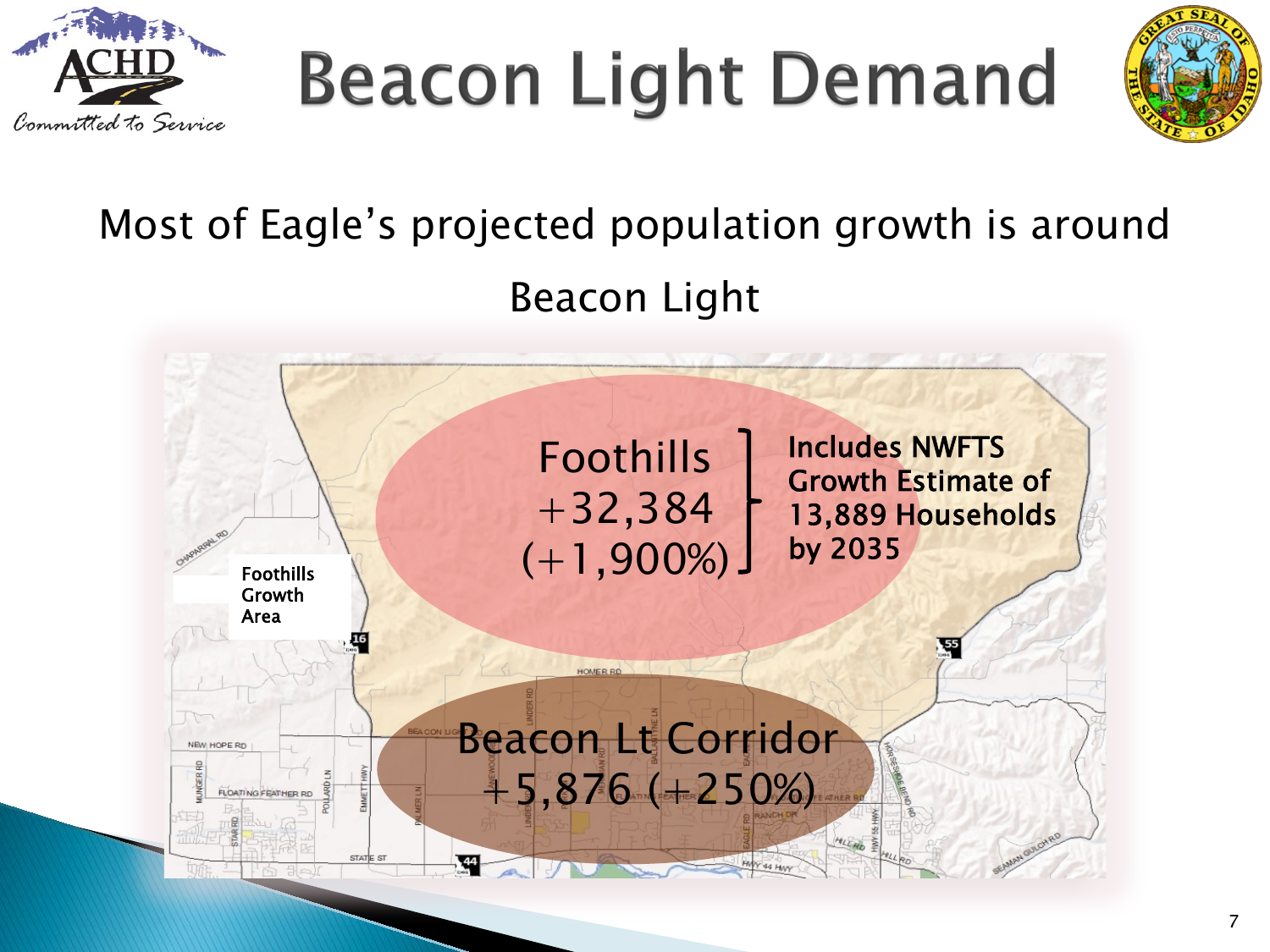# Beacon Light Demand

Most of Eagle's projected population growth is around Beacon Light

Foothills Growth Area

Foothills
+32,384
(+1,900%)

Includes NWFTS Growth Estimate of 13,889 Households by 2035

Beacon Lt Corridor
+5,876 (+250%)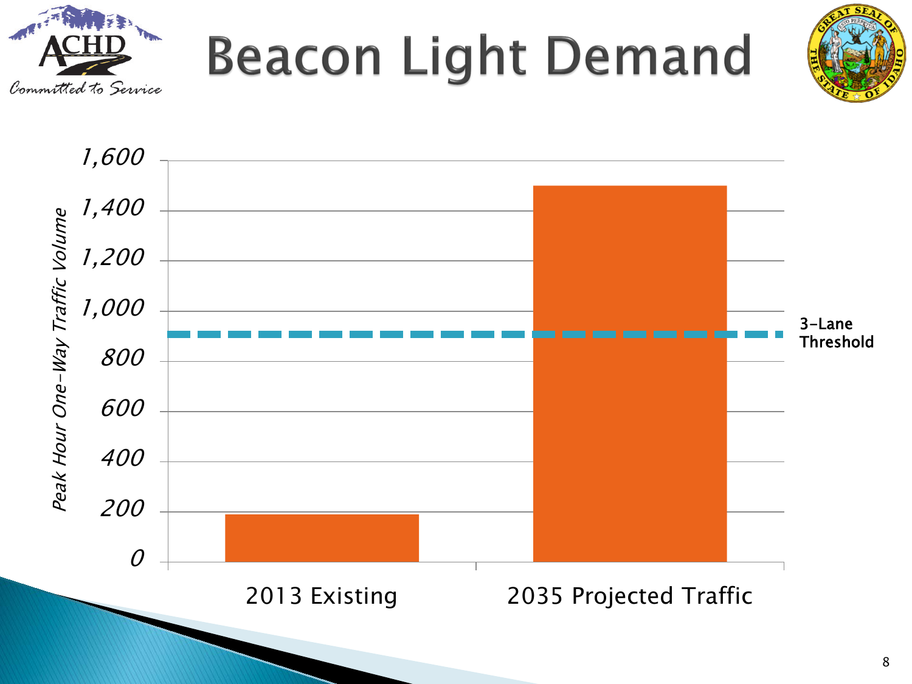# Beacon Light Demand

ACHD — Committed to Service

Peak Hour One-Way Traffic Volume

| | Peak Hour One-Way Traffic Volume |
|---|---|
| 2013 Existing | ~190 |
| 2035 Projected Traffic | ~1,500 |

3-Lane Threshold (~910)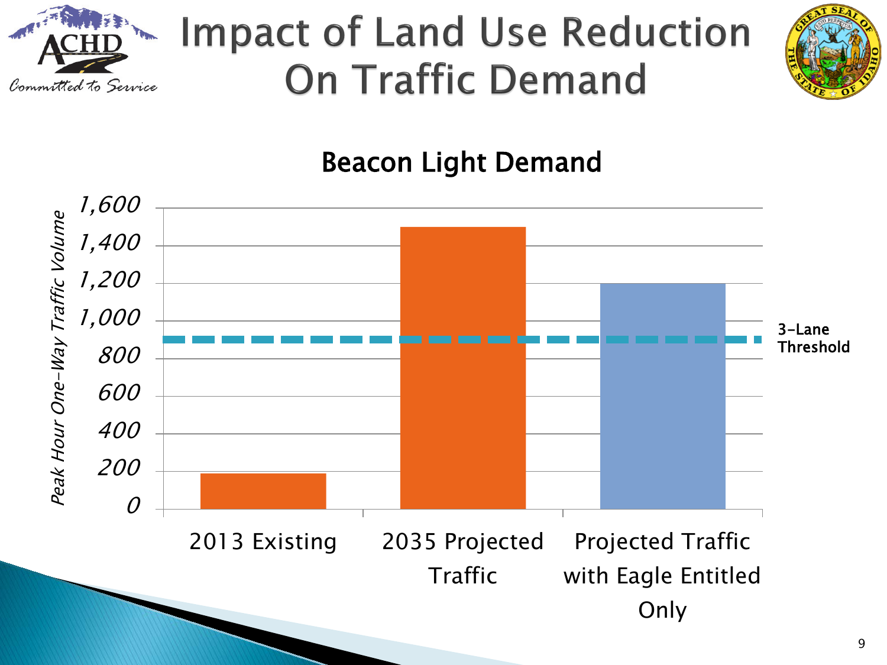# Impact of Land Use Reduction On Traffic Demand

## Beacon Light Demand

| Scenario | Peak Hour One-Way Traffic Volume |
| --- | --- |
| 2013 Existing | ~190 |
| 2035 Projected Traffic | ~1,500 |
| Projected Traffic with Eagle Entitled Only | ~1,200 |

3-Lane Threshold: ~900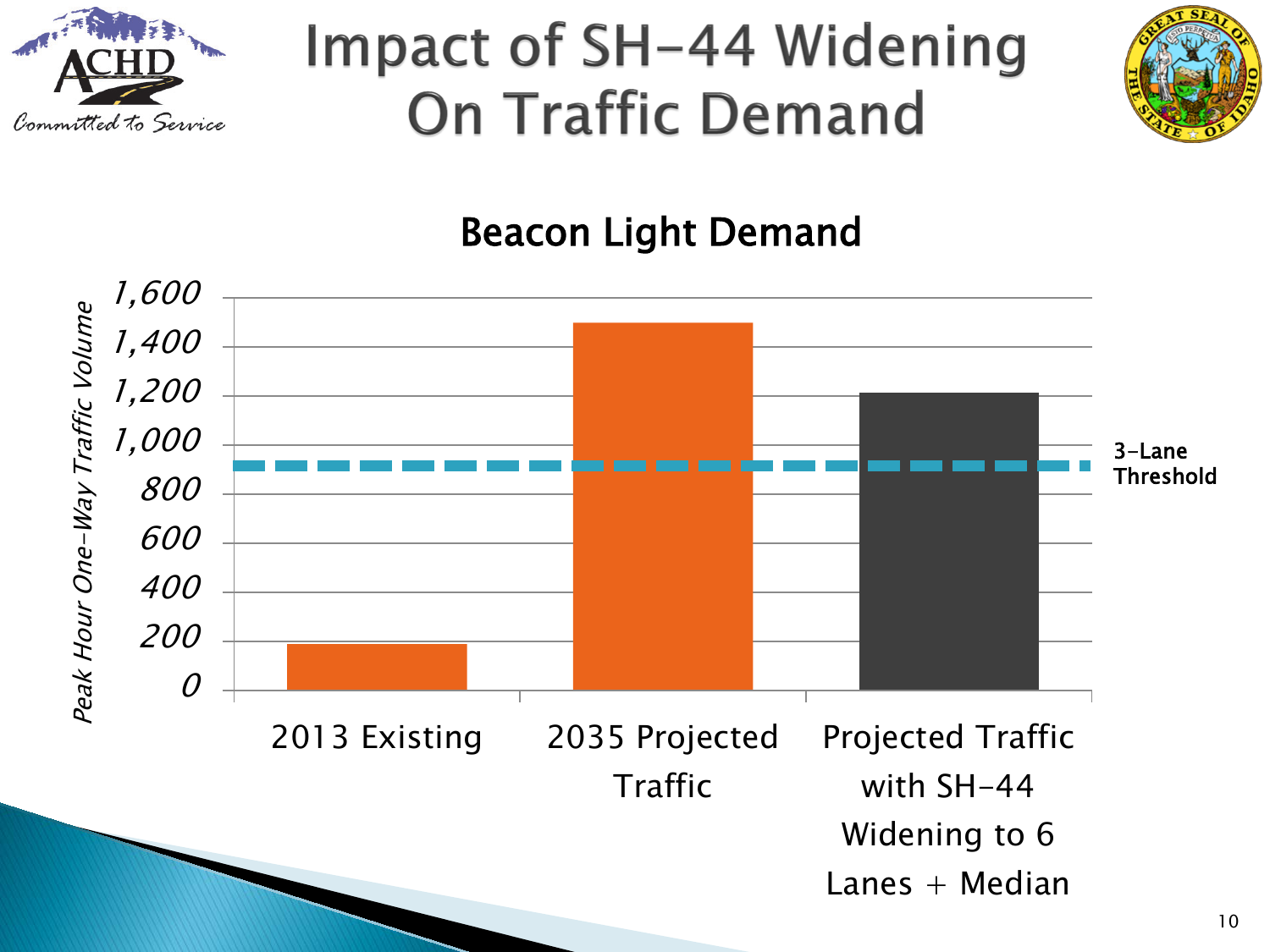# Impact of SH-44 Widening On Traffic Demand

## Beacon Light Demand

*Peak Hour One-Way Traffic Volume*

1,600
1,400
1,200
1,000
800
600
400
200
0

2013 Existing

2035 Projected Traffic

Projected Traffic with SH-44 Widening to 6 Lanes + Median

3-Lane Threshold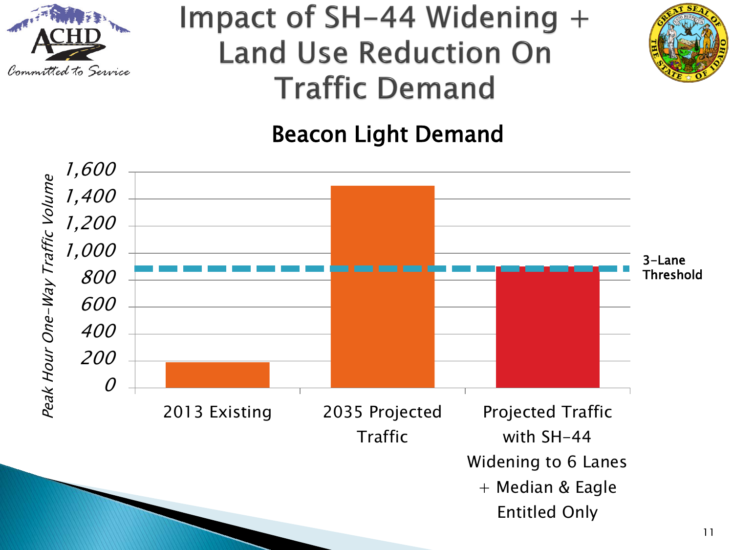# Impact of SH-44 Widening + Land Use Reduction On Traffic Demand

## Beacon Light Demand

Peak Hour One-Way Traffic Volume

1,600
1,400
1,200
1,000
800
600
400
200
0

3-Lane Threshold

2013 Existing

2035 Projected Traffic

Projected Traffic with SH-44 Widening to 6 Lanes + Median & Eagle Entitled Only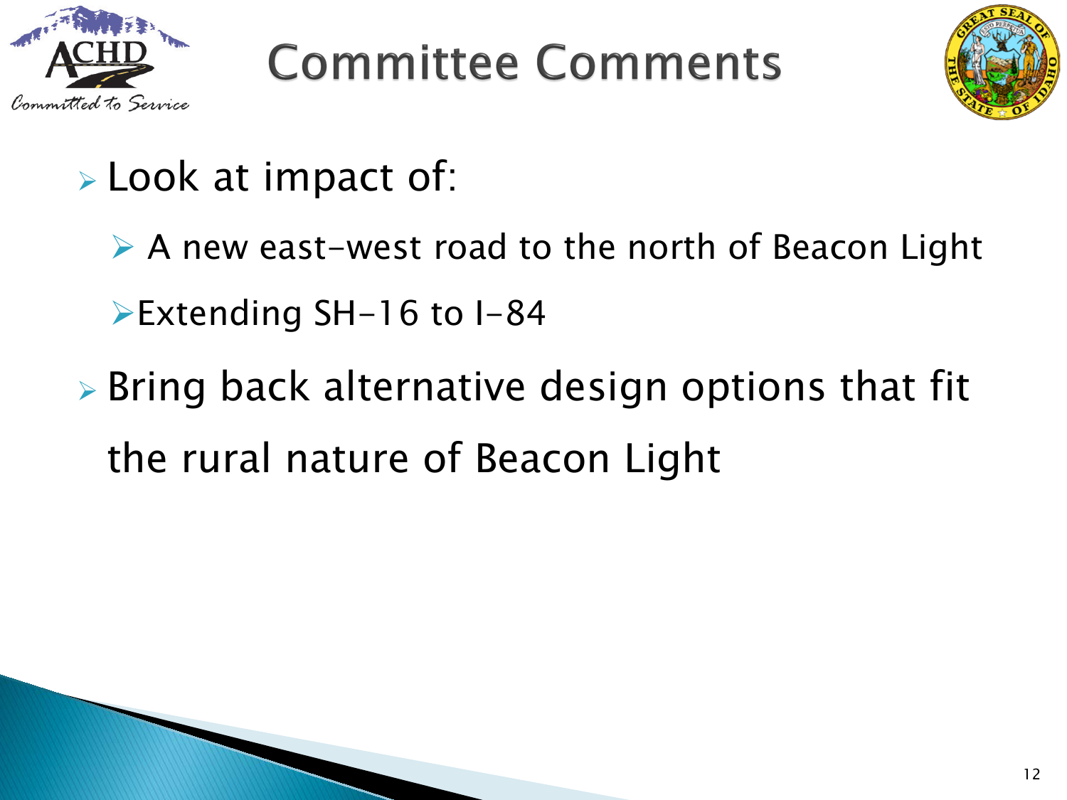# Committee Comments

- Look at impact of:
  - A new east-west road to the north of Beacon Light
  - Extending SH-16 to I-84
- Bring back alternative design options that fit the rural nature of Beacon Light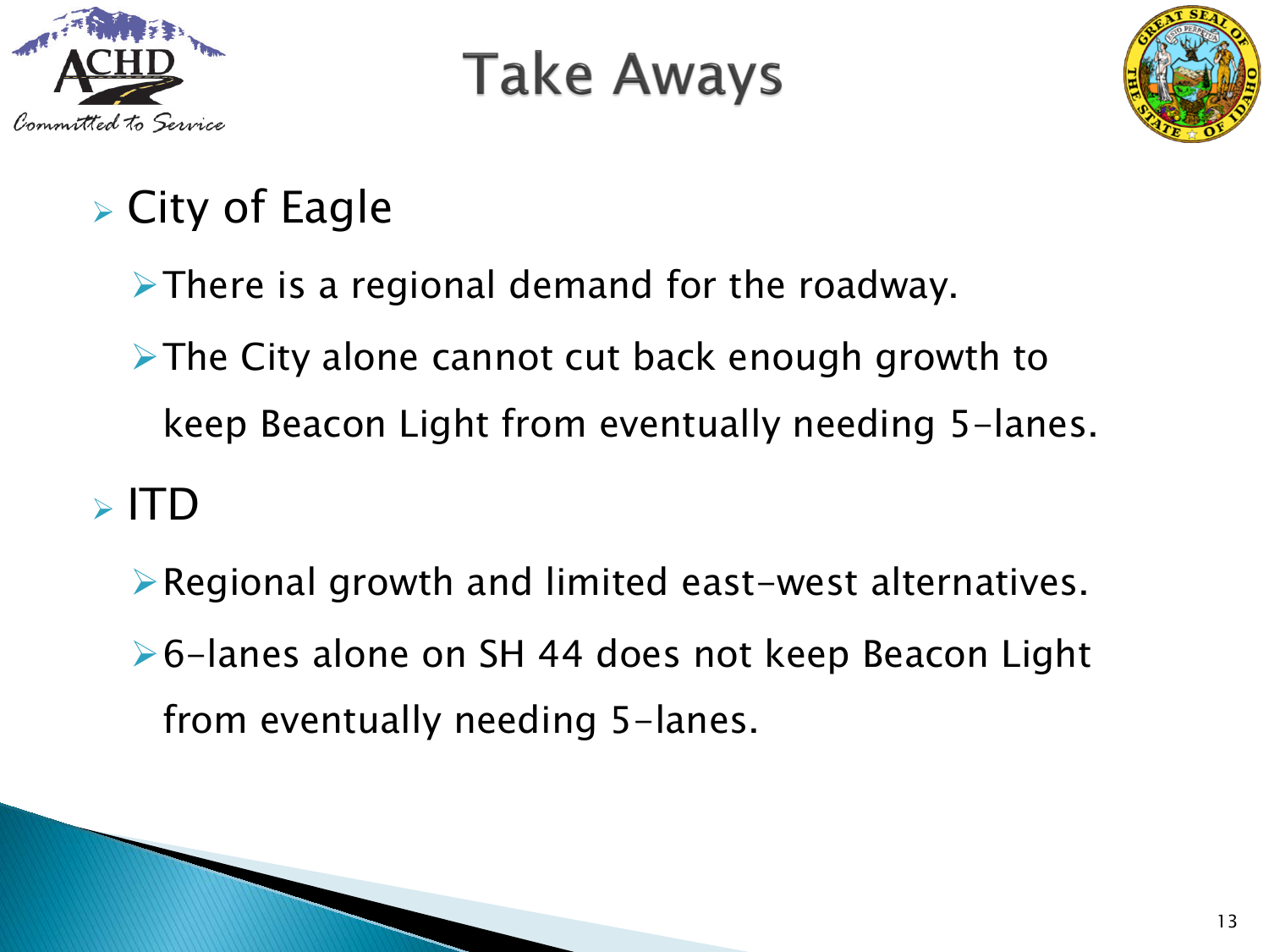# Take Aways

- City of Eagle
  - There is a regional demand for the roadway.
  - The City alone cannot cut back enough growth to keep Beacon Light from eventually needing 5-lanes.
- ITD
  - Regional growth and limited east-west alternatives.
  - 6-lanes alone on SH 44 does not keep Beacon Light from eventually needing 5-lanes.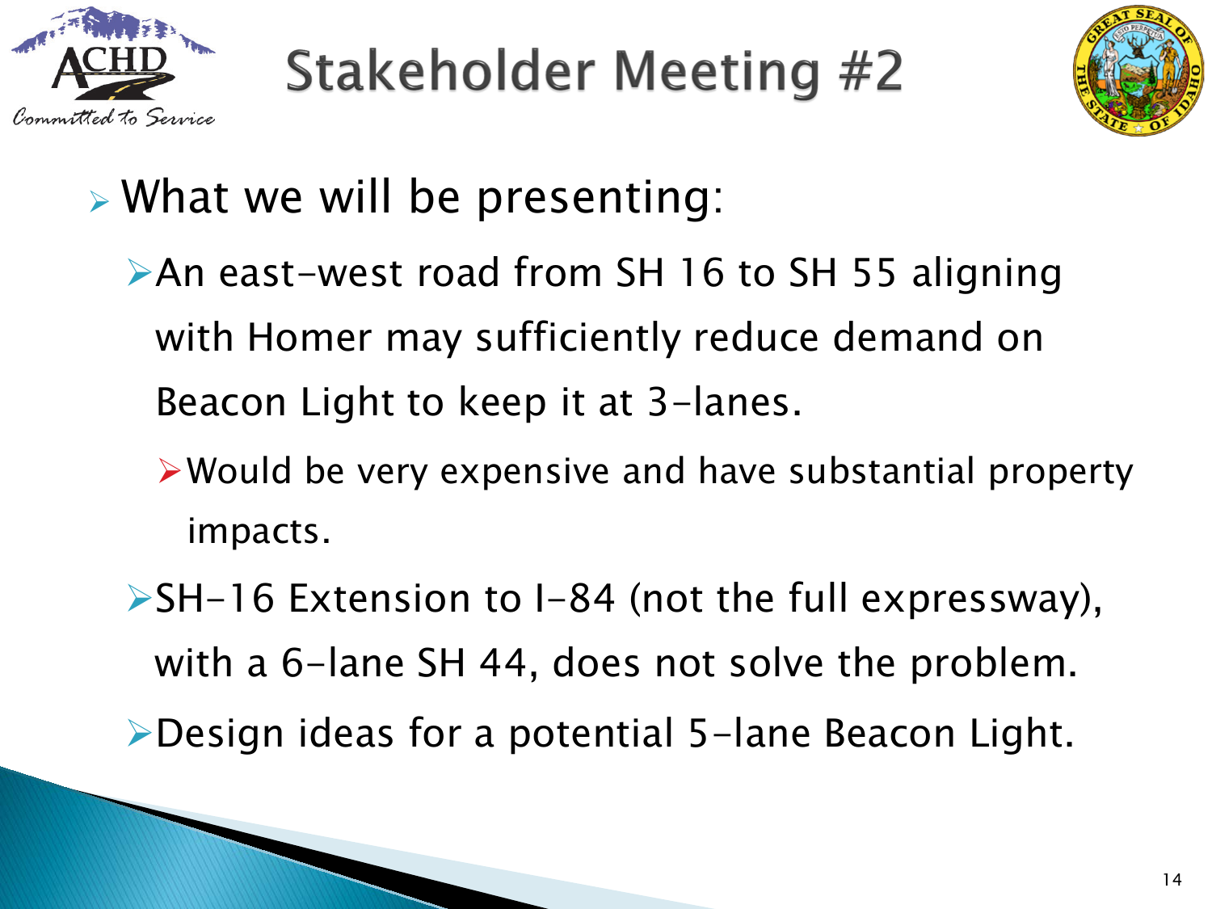# Stakeholder Meeting #2

- What we will be presenting:
  - An east-west road from SH 16 to SH 55 aligning with Homer may sufficiently reduce demand on Beacon Light to keep it at 3-lanes.
    - Would be very expensive and have substantial property impacts.
  - SH-16 Extension to I-84 (not the full expressway), with a 6-lane SH 44, does not solve the problem.
  - Design ideas for a potential 5-lane Beacon Light.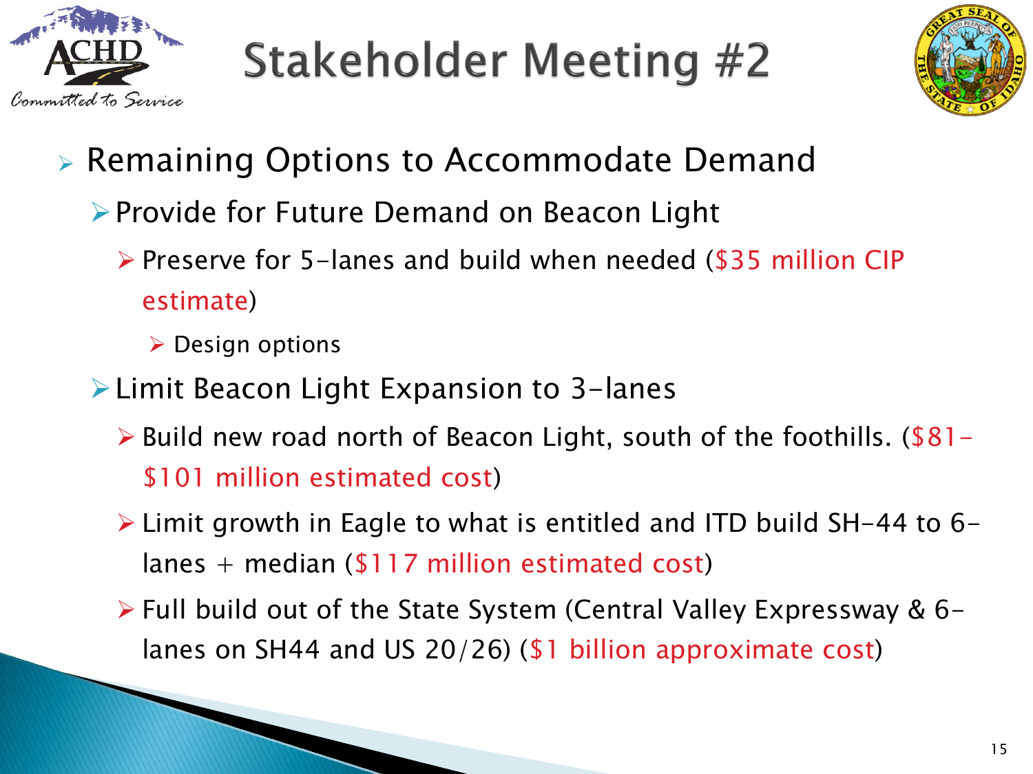# Stakeholder Meeting #2

- Remaining Options to Accommodate Demand
  - Provide for Future Demand on Beacon Light
    - Preserve for 5-lanes and build when needed ($35 million CIP estimate)
      - Design options
  - Limit Beacon Light Expansion to 3-lanes
    - Build new road north of Beacon Light, south of the foothills. ($81-$101 million estimated cost)
    - Limit growth in Eagle to what is entitled and ITD build SH-44 to 6-lanes + median ($117 million estimated cost)
    - Full build out of the State System (Central Valley Expressway & 6-lanes on SH44 and US 20/26) ($1 billion approximate cost)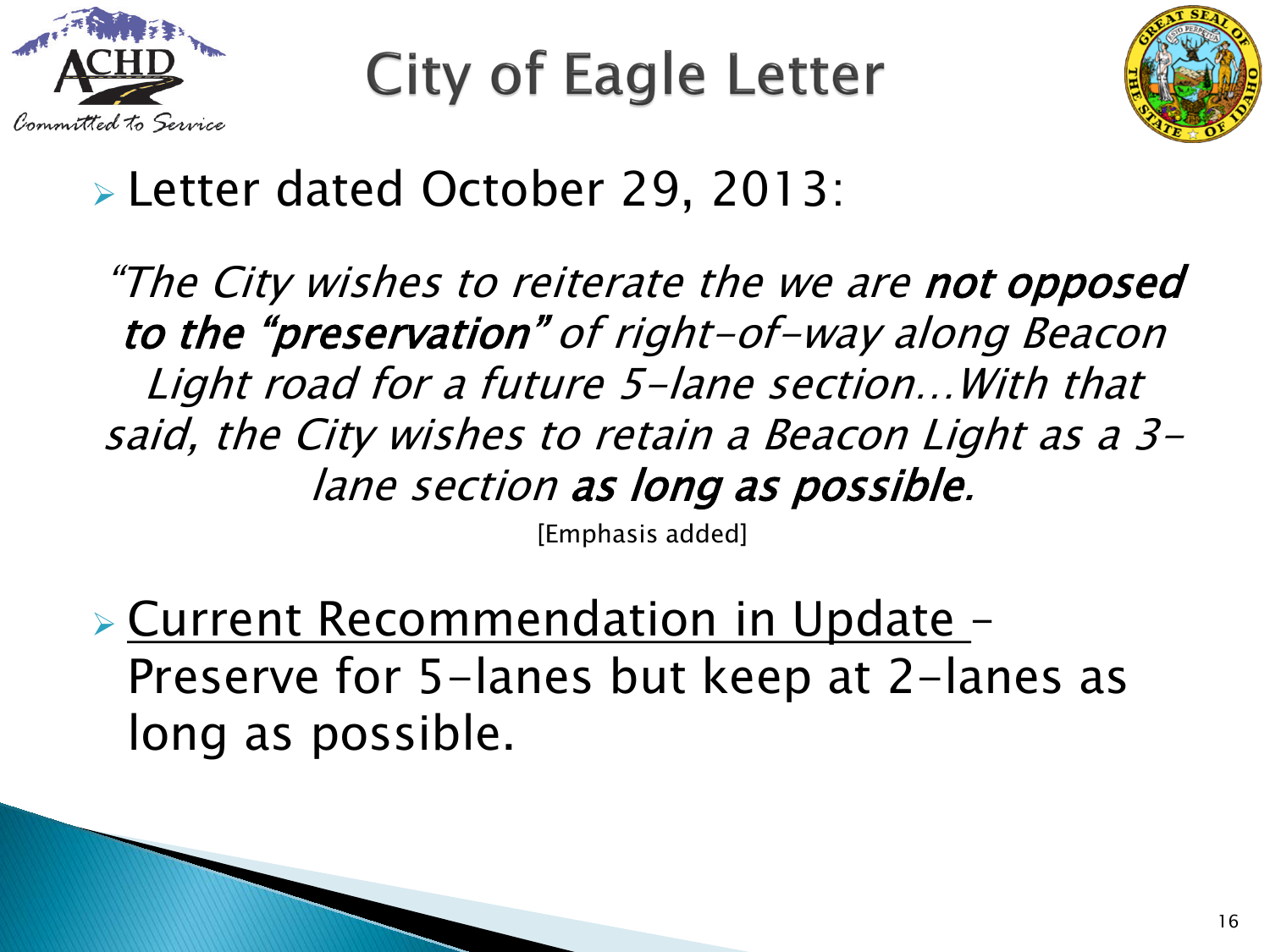# City of Eagle Letter

- Letter dated October 29, 2013:

*"The City wishes to reiterate the we are* ***not opposed to the "preservation"*** *of right-of-way along Beacon Light road for a future 5-lane section…With that said, the City wishes to retain a Beacon Light as a 3-lane section* ***as long as possible****.*

[Emphasis added]

- <u>Current Recommendation in Update</u> – Preserve for 5-lanes but keep at 2-lanes as long as possible.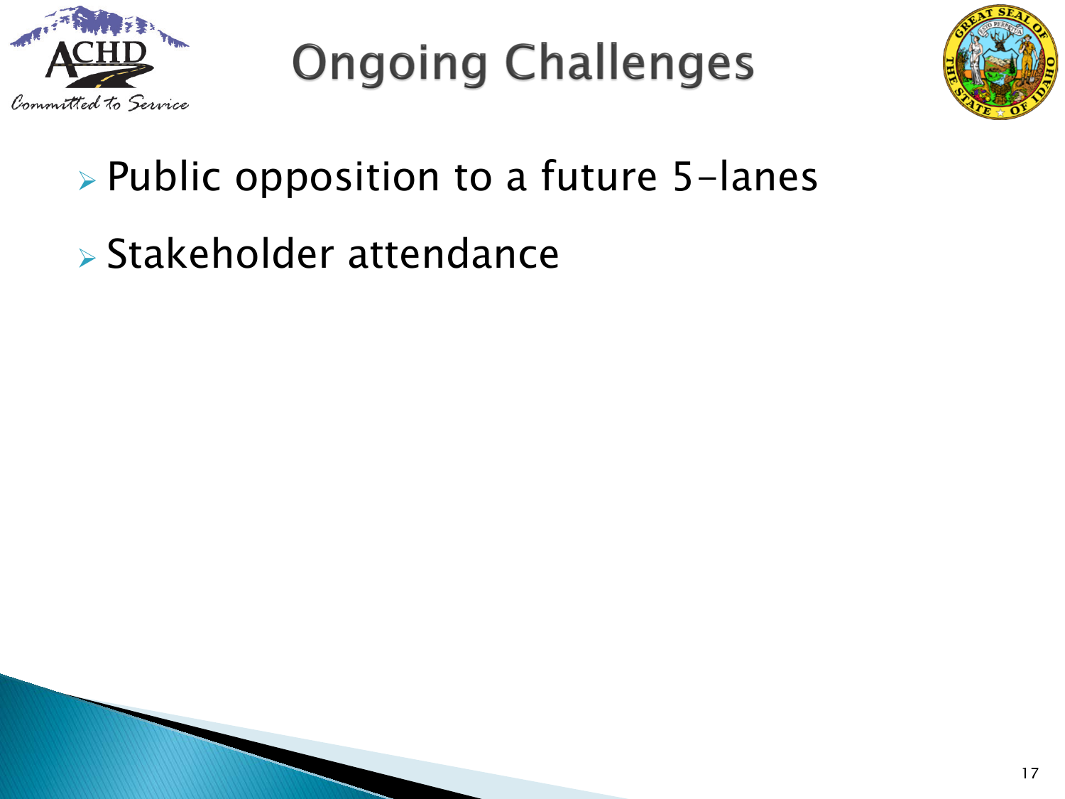# Ongoing Challenges

- Public opposition to a future 5-lanes
- Stakeholder attendance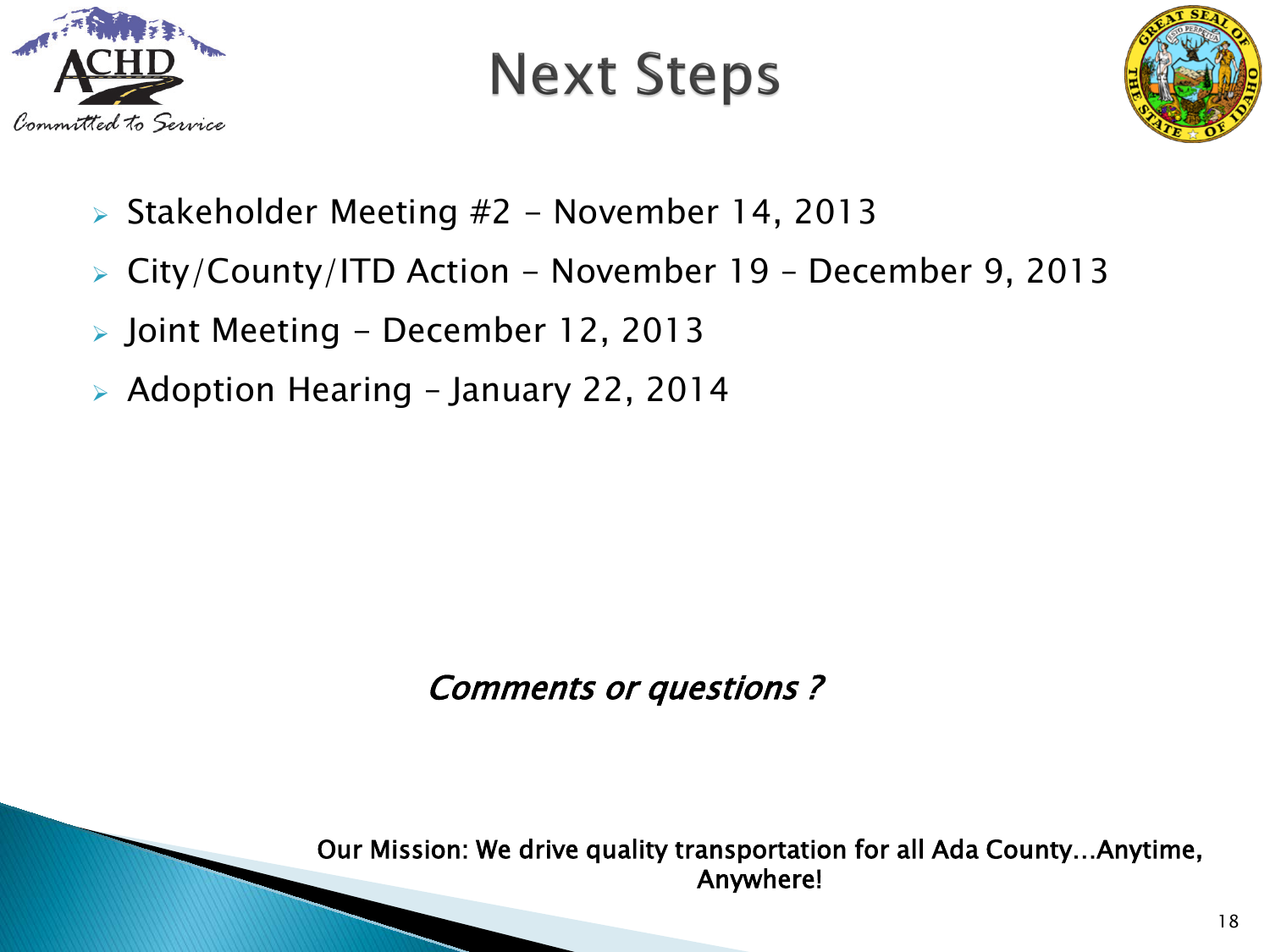# Next Steps

- Stakeholder Meeting #2 - November 14, 2013
- City/County/ITD Action - November 19 – December 9, 2013
- Joint Meeting - December 12, 2013
- Adoption Hearing – January 22, 2014

*Comments or questions ?*

Our Mission: We drive quality transportation for all Ada County…Anytime, Anywhere!